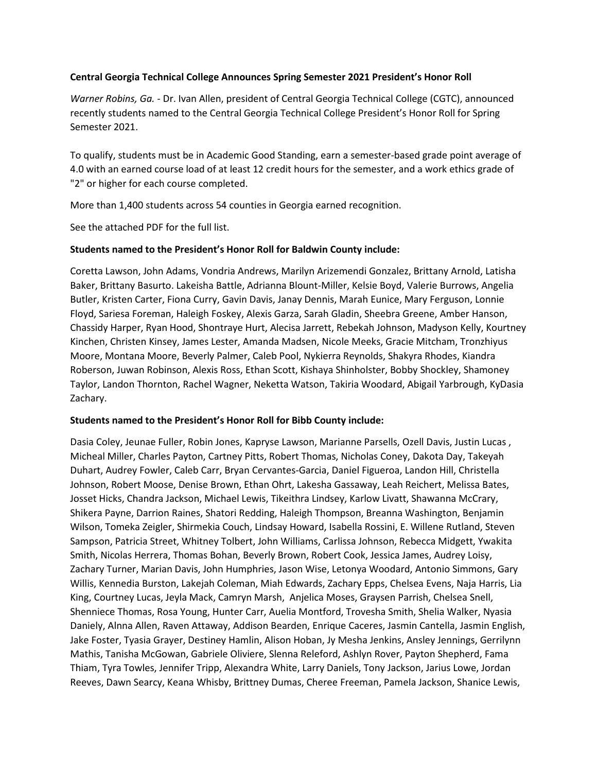**Central Georgia Technical College Announces Spring Semester 2021 President's Honor Roll**

*Warner Robins, Ga.* - Dr. Ivan Allen, president of Central Georgia Technical College (CGTC), announced recently students named to the Central Georgia Technical College President's Honor Roll for Spring Semester 2021.

To qualify, students must be in Academic Good Standing, earn a semester-based grade point average of 4.0 with an earned course load of at least 12 credit hours for the semester, and a work ethics grade of "2" or higher for each course completed.

More than 1,400 students across 54 counties in Georgia earned recognition.

See the attached PDF for the full list.

**Students named to the President's Honor Roll for Baldwin County include:**

Coretta Lawson, John Adams, Vondria Andrews, Marilyn Arizemendi Gonzalez, Brittany Arnold, Latisha Baker, Brittany Basurto. Lakeisha Battle, Adrianna Blount-Miller, Kelsie Boyd, Valerie Burrows, Angelia Butler, Kristen Carter, Fiona Curry, Gavin Davis, Janay Dennis, Marah Eunice, Mary Ferguson, Lonnie Floyd, Sariesa Foreman, Haleigh Foskey, Alexis Garza, Sarah Gladin, Sheebra Greene, Amber Hanson, Chassidy Harper, Ryan Hood, Shontraye Hurt, Alecisa Jarrett, Rebekah Johnson, Madyson Kelly, Kourtney Kinchen, Christen Kinsey, James Lester, Amanda Madsen, Nicole Meeks, Gracie Mitcham, Tronzhiyus Moore, Montana Moore, Beverly Palmer, Caleb Pool, Nykierra Reynolds, Shakyra Rhodes, Kiandra Roberson, Juwan Robinson, Alexis Ross, Ethan Scott, Kishaya Shinholster, Bobby Shockley, Shamoney Taylor, Landon Thornton, Rachel Wagner, Neketta Watson, Takiria Woodard, Abigail Yarbrough, KyDasia Zachary.

**Students named to the President's Honor Roll for Bibb County include:**

Dasia Coley, Jeunae Fuller, Robin Jones, Kapryse Lawson, Marianne Parsells, Ozell Davis, Justin Lucas , Micheal Miller, Charles Payton, Cartney Pitts, Robert Thomas, Nicholas Coney, Dakota Day, Takeyah Duhart, Audrey Fowler, Caleb Carr, Bryan Cervantes-Garcia, Daniel Figueroa, Landon Hill, Christella Johnson, Robert Moose, Denise Brown, Ethan Ohrt, Lakesha Gassaway, Leah Reichert, Melissa Bates, Josset Hicks, Chandra Jackson, Michael Lewis, Tikeithra Lindsey, Karlow Livatt, Shawanna McCrary, Shikera Payne, Darrion Raines, Shatori Redding, Haleigh Thompson, Breanna Washington, Benjamin Wilson, Tomeka Zeigler, Shirmekia Couch, Lindsay Howard, Isabella Rossini, E. Willene Rutland, Steven Sampson, Patricia Street, Whitney Tolbert, John Williams, Carlissa Johnson, Rebecca Midgett, Ywakita Smith, Nicolas Herrera, Thomas Bohan, Beverly Brown, Robert Cook, Jessica James, Audrey Loisy, Zachary Turner, Marian Davis, John Humphries, Jason Wise, Letonya Woodard, Antonio Simmons, Gary Willis, Kennedia Burston, Lakejah Coleman, Miah Edwards, Zachary Epps, Chelsea Evens, Naja Harris, Lia King, Courtney Lucas, Jeyla Mack, Camryn Marsh, Anjelica Moses, Graysen Parrish, Chelsea Snell, Shenniece Thomas, Rosa Young, Hunter Carr, Auelia Montford, Trovesha Smith, Shelia Walker, Nyasia Daniely, Alnna Allen, Raven Attaway, Addison Bearden, Enrique Caceres, Jasmin Cantella, Jasmin English, Jake Foster, Tyasia Grayer, Destiney Hamlin, Alison Hoban, Jy Mesha Jenkins, Ansley Jennings, Gerrilynn Mathis, Tanisha McGowan, Gabriele Oliviere, Slenna Releford, Ashlyn Rover, Payton Shepherd, Fama Thiam, Tyra Towles, Jennifer Tripp, Alexandra White, Larry Daniels, Tony Jackson, Jarius Lowe, Jordan Reeves, Dawn Searcy, Keana Whisby, Brittney Dumas, Cheree Freeman, Pamela Jackson, Shanice Lewis,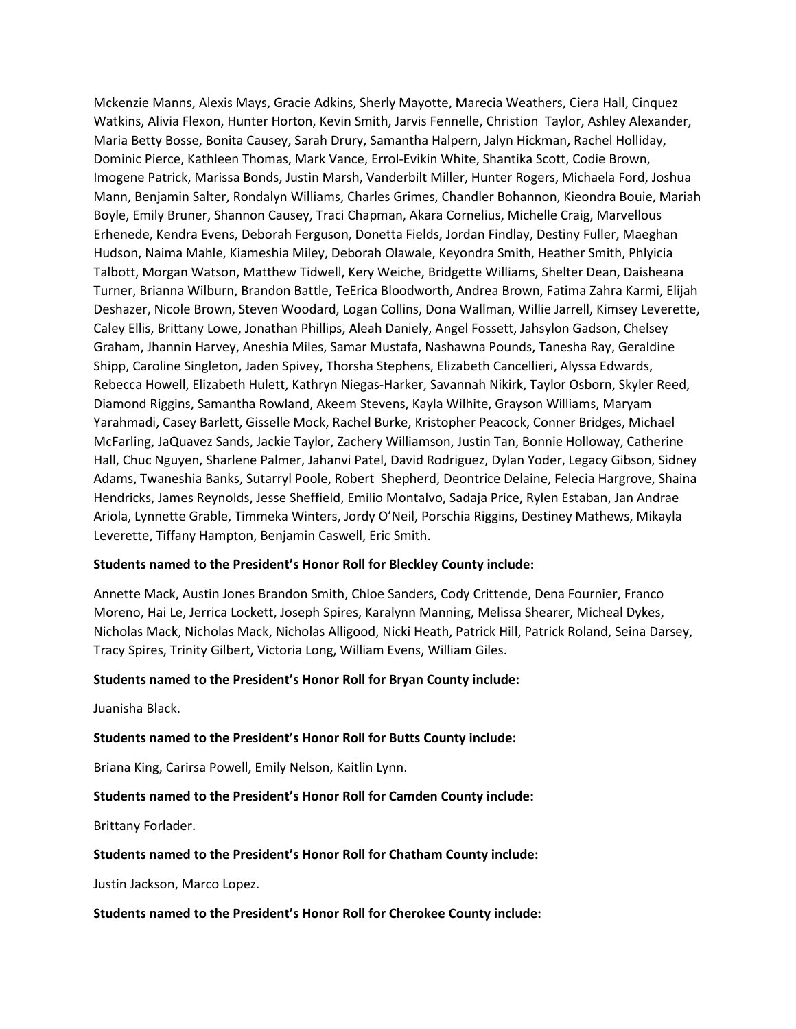Mckenzie Manns, Alexis Mays, Gracie Adkins, Sherly Mayotte, Marecia Weathers, Ciera Hall, Cinquez Watkins, Alivia Flexon, Hunter Horton, Kevin Smith, Jarvis Fennelle, Christion Taylor, Ashley Alexander, Maria Betty Bosse, Bonita Causey, Sarah Drury, Samantha Halpern, Jalyn Hickman, Rachel Holliday, Dominic Pierce, Kathleen Thomas, Mark Vance, Errol-Evikin White, Shantika Scott, Codie Brown, Imogene Patrick, Marissa Bonds, Justin Marsh, Vanderbilt Miller, Hunter Rogers, Michaela Ford, Joshua Mann, Benjamin Salter, Rondalyn Williams, Charles Grimes, Chandler Bohannon, Kieondra Bouie, Mariah Boyle, Emily Bruner, Shannon Causey, Traci Chapman, Akara Cornelius, Michelle Craig, Marvellous Erhenede, Kendra Evens, Deborah Ferguson, Donetta Fields, Jordan Findlay, Destiny Fuller, Maeghan Hudson, Naima Mahle, Kiameshia Miley, Deborah Olawale, Keyondra Smith, Heather Smith, Phlyicia Talbott, Morgan Watson, Matthew Tidwell, Kery Weiche, Bridgette Williams, Shelter Dean, Daisheana Turner, Brianna Wilburn, Brandon Battle, TeErica Bloodworth, Andrea Brown, Fatima Zahra Karmi, Elijah Deshazer, Nicole Brown, Steven Woodard, Logan Collins, Dona Wallman, Willie Jarrell, Kimsey Leverette, Caley Ellis, Brittany Lowe, Jonathan Phillips, Aleah Daniely, Angel Fossett, Jahsylon Gadson, Chelsey Graham, Jhannin Harvey, Aneshia Miles, Samar Mustafa, Nashawna Pounds, Tanesha Ray, Geraldine Shipp, Caroline Singleton, Jaden Spivey, Thorsha Stephens, Elizabeth Cancellieri, Alyssa Edwards, Rebecca Howell, Elizabeth Hulett, Kathryn Niegas-Harker, Savannah Nikirk, Taylor Osborn, Skyler Reed, Diamond Riggins, Samantha Rowland, Akeem Stevens, Kayla Wilhite, Grayson Williams, Maryam Yarahmadi, Casey Barlett, Gisselle Mock, Rachel Burke, Kristopher Peacock, Conner Bridges, Michael McFarling, JaQuavez Sands, Jackie Taylor, Zachery Williamson, Justin Tan, Bonnie Holloway, Catherine Hall, Chuc Nguyen, Sharlene Palmer, Jahanvi Patel, David Rodriguez, Dylan Yoder, Legacy Gibson, Sidney Adams, Twaneshia Banks, Sutarryl Poole, Robert Shepherd, Deontrice Delaine, Felecia Hargrove, Shaina Hendricks, James Reynolds, Jesse Sheffield, Emilio Montalvo, Sadaja Price, Rylen Estaban, Jan Andrae Ariola, Lynnette Grable, Timmeka Winters, Jordy O'Neil, Porschia Riggins, Destiney Mathews, Mikayla Leverette, Tiffany Hampton, Benjamin Caswell, Eric Smith.

**Students named to the President's Honor Roll for Bleckley County include:**

Annette Mack, Austin Jones Brandon Smith, Chloe Sanders, Cody Crittende, Dena Fournier, Franco Moreno, Hai Le, Jerrica Lockett, Joseph Spires, Karalynn Manning, Melissa Shearer, Micheal Dykes, Nicholas Mack, Nicholas Mack, Nicholas Alligood, Nicki Heath, Patrick Hill, Patrick Roland, Seina Darsey, Tracy Spires, Trinity Gilbert, Victoria Long, William Evens, William Giles.

**Students named to the President's Honor Roll for Bryan County include:**

Juanisha Black.

**Students named to the President's Honor Roll for Butts County include:**

Briana King, Carirsa Powell, Emily Nelson, Kaitlin Lynn.

**Students named to the President's Honor Roll for Camden County include:**

Brittany Forlader.

**Students named to the President's Honor Roll for Chatham County include:**

Justin Jackson, Marco Lopez.

**Students named to the President's Honor Roll for Cherokee County include:**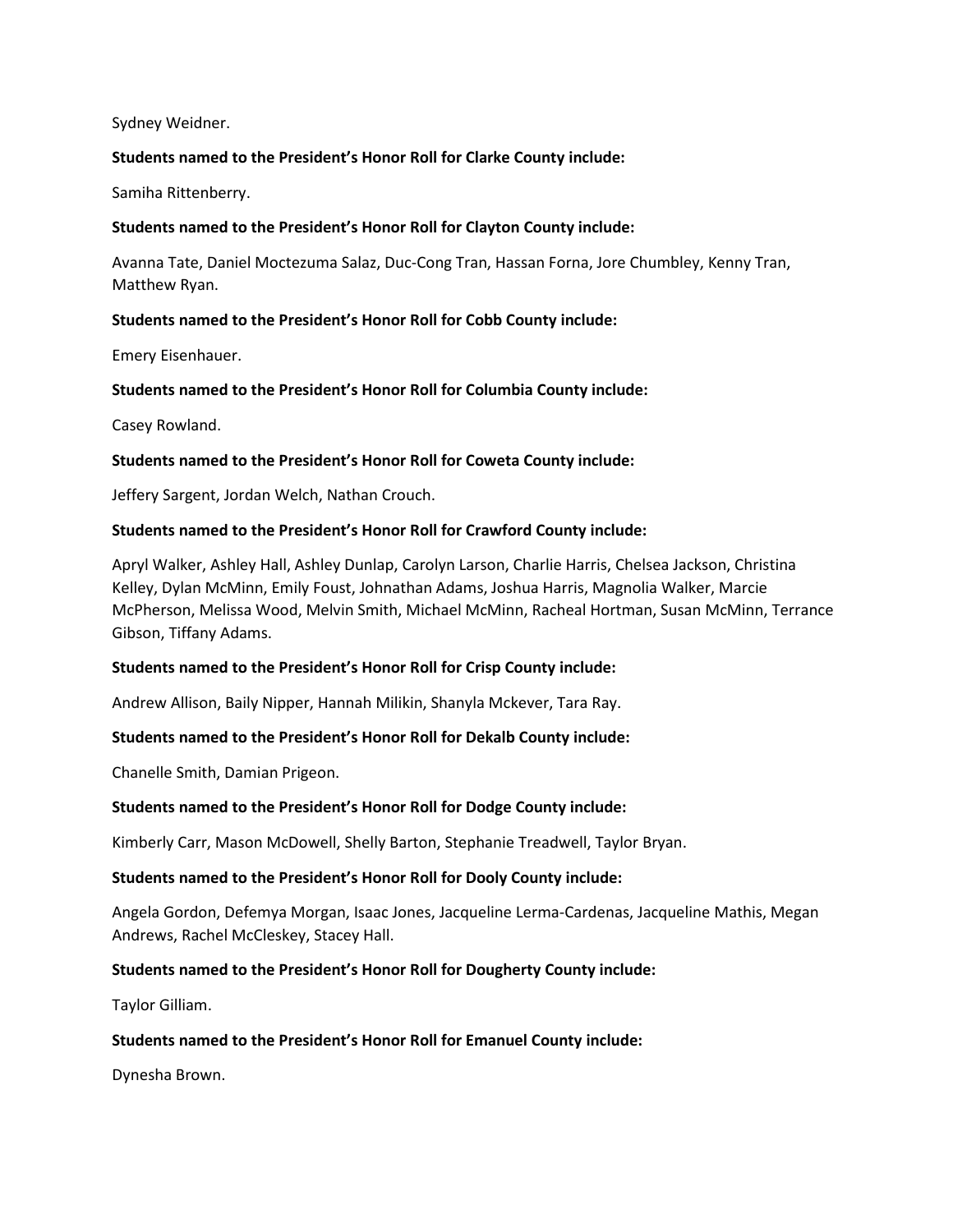Sydney Weidner.

**Students named to the President's Honor Roll for Clarke County include:**

Samiha Rittenberry.

**Students named to the President's Honor Roll for Clayton County include:**

Avanna Tate, Daniel Moctezuma Salaz, Duc-Cong Tran, Hassan Forna, Jore Chumbley, Kenny Tran, Matthew Ryan.

**Students named to the President's Honor Roll for Cobb County include:**

Emery Eisenhauer.

**Students named to the President's Honor Roll for Columbia County include:**

Casey Rowland.

**Students named to the President's Honor Roll for Coweta County include:**

Jeffery Sargent, Jordan Welch, Nathan Crouch.

**Students named to the President's Honor Roll for Crawford County include:**

Apryl Walker, Ashley Hall, Ashley Dunlap, Carolyn Larson, Charlie Harris, Chelsea Jackson, Christina Kelley, Dylan McMinn, Emily Foust, Johnathan Adams, Joshua Harris, Magnolia Walker, Marcie McPherson, Melissa Wood, Melvin Smith, Michael McMinn, Racheal Hortman, Susan McMinn, Terrance Gibson, Tiffany Adams.

**Students named to the President's Honor Roll for Crisp County include:**

Andrew Allison, Baily Nipper, Hannah Milikin, Shanyla Mckever, Tara Ray.

**Students named to the President's Honor Roll for Dekalb County include:**

Chanelle Smith, Damian Prigeon.

**Students named to the President's Honor Roll for Dodge County include:**

Kimberly Carr, Mason McDowell, Shelly Barton, Stephanie Treadwell, Taylor Bryan.

**Students named to the President's Honor Roll for Dooly County include:**

Angela Gordon, Defemya Morgan, Isaac Jones, Jacqueline Lerma-Cardenas, Jacqueline Mathis, Megan Andrews, Rachel McCleskey, Stacey Hall.

**Students named to the President's Honor Roll for Dougherty County include:**

Taylor Gilliam.

**Students named to the President's Honor Roll for Emanuel County include:**

Dynesha Brown.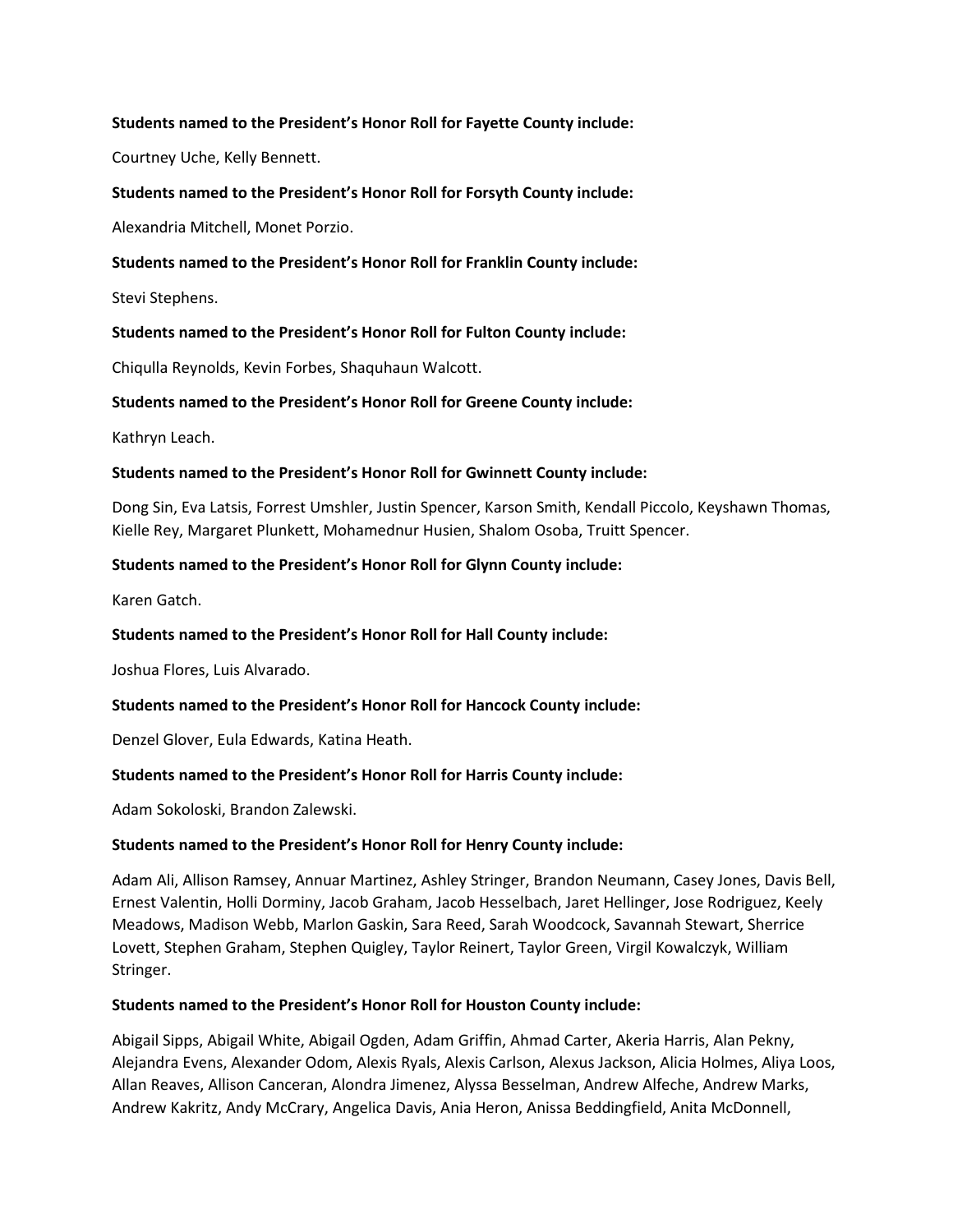**Students named to the President's Honor Roll for Fayette County include:**

Courtney Uche, Kelly Bennett.

**Students named to the President's Honor Roll for Forsyth County include:**

Alexandria Mitchell, Monet Porzio.

**Students named to the President's Honor Roll for Franklin County include:**

Stevi Stephens.

**Students named to the President's Honor Roll for Fulton County include:**

Chiqulla Reynolds, Kevin Forbes, Shaquhaun Walcott.

**Students named to the President's Honor Roll for Greene County include:**

Kathryn Leach.

**Students named to the President's Honor Roll for Gwinnett County include:**

Dong Sin, Eva Latsis, Forrest Umshler, Justin Spencer, Karson Smith, Kendall Piccolo, Keyshawn Thomas, Kielle Rey, Margaret Plunkett, Mohamednur Husien, Shalom Osoba, Truitt Spencer.

**Students named to the President's Honor Roll for Glynn County include:**

Karen Gatch.

**Students named to the President's Honor Roll for Hall County include:**

Joshua Flores, Luis Alvarado.

**Students named to the President's Honor Roll for Hancock County include:**

Denzel Glover, Eula Edwards, Katina Heath.

**Students named to the President's Honor Roll for Harris County include:**

Adam Sokoloski, Brandon Zalewski.

**Students named to the President's Honor Roll for Henry County include:**

Adam Ali, Allison Ramsey, Annuar Martinez, Ashley Stringer, Brandon Neumann, Casey Jones, Davis Bell, Ernest Valentin, Holli Dorminy, Jacob Graham, Jacob Hesselbach, Jaret Hellinger, Jose Rodriguez, Keely Meadows, Madison Webb, Marlon Gaskin, Sara Reed, Sarah Woodcock, Savannah Stewart, Sherrice Lovett, Stephen Graham, Stephen Quigley, Taylor Reinert, Taylor Green, Virgil Kowalczyk, William Stringer.

**Students named to the President's Honor Roll for Houston County include:**

Abigail Sipps, Abigail White, Abigail Ogden, Adam Griffin, Ahmad Carter, Akeria Harris, Alan Pekny, Alejandra Evens, Alexander Odom, Alexis Ryals, Alexis Carlson, Alexus Jackson, Alicia Holmes, Aliya Loos, Allan Reaves, Allison Canceran, Alondra Jimenez, Alyssa Besselman, Andrew Alfeche, Andrew Marks, Andrew Kakritz, Andy McCrary, Angelica Davis, Ania Heron, Anissa Beddingfield, Anita McDonnell,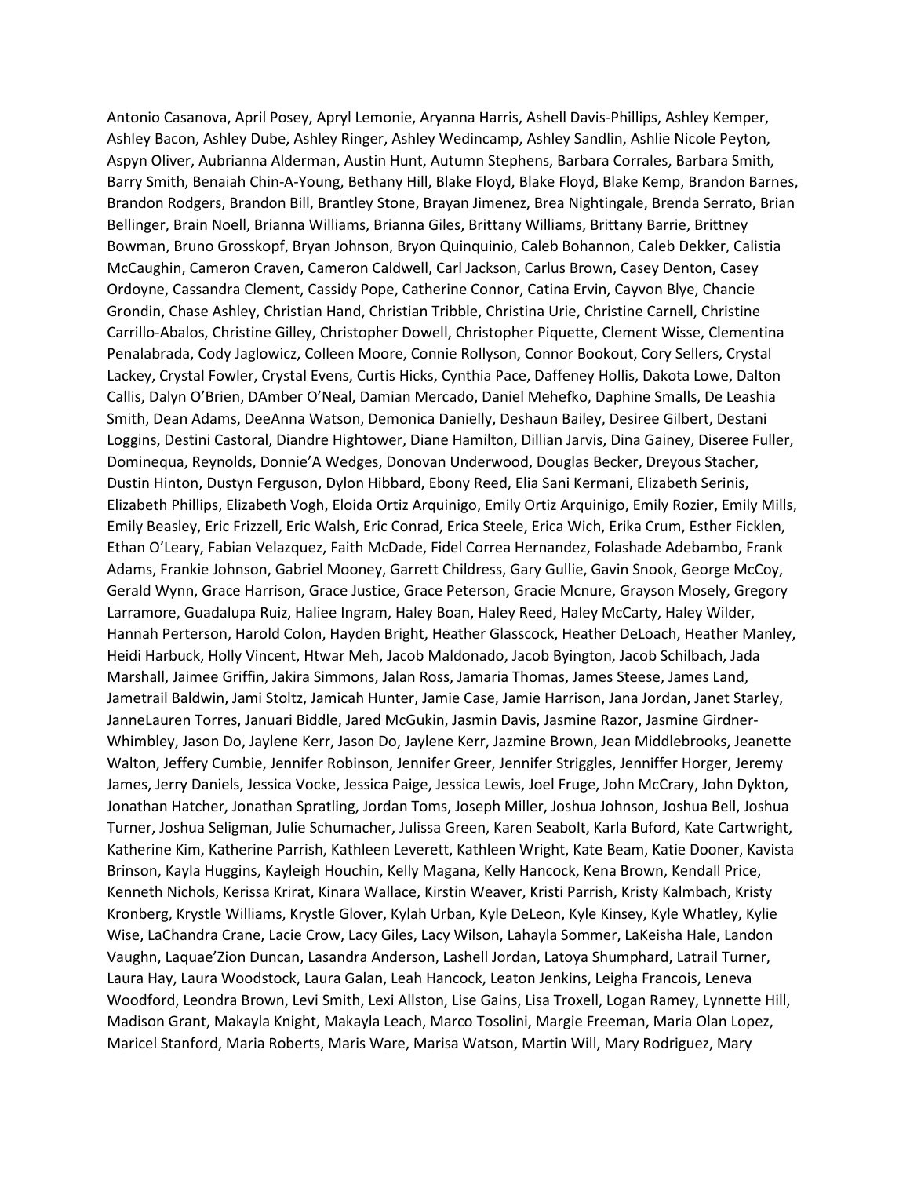Antonio Casanova, April Posey, Apryl Lemonie, Aryanna Harris, Ashell Davis-Phillips, Ashley Kemper, Ashley Bacon, Ashley Dube, Ashley Ringer, Ashley Wedincamp, Ashley Sandlin, Ashlie Nicole Peyton, Aspyn Oliver, Aubrianna Alderman, Austin Hunt, Autumn Stephens, Barbara Corrales, Barbara Smith, Barry Smith, Benaiah Chin-A-Young, Bethany Hill, Blake Floyd, Blake Floyd, Blake Kemp, Brandon Barnes, Brandon Rodgers, Brandon Bill, Brantley Stone, Brayan Jimenez, Brea Nightingale, Brenda Serrato, Brian Bellinger, Brain Noell, Brianna Williams, Brianna Giles, Brittany Williams, Brittany Barrie, Brittney Bowman, Bruno Grosskopf, Bryan Johnson, Bryon Quinquinio, Caleb Bohannon, Caleb Dekker, Calistia McCaughin, Cameron Craven, Cameron Caldwell, Carl Jackson, Carlus Brown, Casey Denton, Casey Ordoyne, Cassandra Clement, Cassidy Pope, Catherine Connor, Catina Ervin, Cayvon Blye, Chancie Grondin, Chase Ashley, Christian Hand, Christian Tribble, Christina Urie, Christine Carnell, Christine Carrillo-Abalos, Christine Gilley, Christopher Dowell, Christopher Piquette, Clement Wisse, Clementina Penalabrada, Cody Jaglowicz, Colleen Moore, Connie Rollyson, Connor Bookout, Cory Sellers, Crystal Lackey, Crystal Fowler, Crystal Evens, Curtis Hicks, Cynthia Pace, Daffeney Hollis, Dakota Lowe, Dalton Callis, Dalyn O'Brien, DAmber O'Neal, Damian Mercado, Daniel Mehefko, Daphine Smalls, De Leashia Smith, Dean Adams, DeeAnna Watson, Demonica Danielly, Deshaun Bailey, Desiree Gilbert, Destani Loggins, Destini Castoral, Diandre Hightower, Diane Hamilton, Dillian Jarvis, Dina Gainey, Diseree Fuller, Dominequa, Reynolds, Donnie'A Wedges, Donovan Underwood, Douglas Becker, Dreyous Stacher, Dustin Hinton, Dustyn Ferguson, Dylon Hibbard, Ebony Reed, Elia Sani Kermani, Elizabeth Serinis, Elizabeth Phillips, Elizabeth Vogh, Eloida Ortiz Arquinigo, Emily Ortiz Arquinigo, Emily Rozier, Emily Mills, Emily Beasley, Eric Frizzell, Eric Walsh, Eric Conrad, Erica Steele, Erica Wich, Erika Crum, Esther Ficklen, Ethan O'Leary, Fabian Velazquez, Faith McDade, Fidel Correa Hernandez, Folashade Adebambo, Frank Adams, Frankie Johnson, Gabriel Mooney, Garrett Childress, Gary Gullie, Gavin Snook, George McCoy, Gerald Wynn, Grace Harrison, Grace Justice, Grace Peterson, Gracie Mcnure, Grayson Mosely, Gregory Larramore, Guadalupa Ruiz, Haliee Ingram, Haley Boan, Haley Reed, Haley McCarty, Haley Wilder, Hannah Perterson, Harold Colon, Hayden Bright, Heather Glasscock, Heather DeLoach, Heather Manley, Heidi Harbuck, Holly Vincent, Htwar Meh, Jacob Maldonado, Jacob Byington, Jacob Schilbach, Jada Marshall, Jaimee Griffin, Jakira Simmons, Jalan Ross, Jamaria Thomas, James Steese, James Land, Jametrail Baldwin, Jami Stoltz, Jamicah Hunter, Jamie Case, Jamie Harrison, Jana Jordan, Janet Starley, JanneLauren Torres, Januari Biddle, Jared McGukin, Jasmin Davis, Jasmine Razor, Jasmine Girdner-Whimbley, Jason Do, Jaylene Kerr, Jason Do, Jaylene Kerr, Jazmine Brown, Jean Middlebrooks, Jeanette Walton, Jeffery Cumbie, Jennifer Robinson, Jennifer Greer, Jennifer Striggles, Jenniffer Horger, Jeremy James, Jerry Daniels, Jessica Vocke, Jessica Paige, Jessica Lewis, Joel Fruge, John McCrary, John Dykton, Jonathan Hatcher, Jonathan Spratling, Jordan Toms, Joseph Miller, Joshua Johnson, Joshua Bell, Joshua Turner, Joshua Seligman, Julie Schumacher, Julissa Green, Karen Seabolt, Karla Buford, Kate Cartwright, Katherine Kim, Katherine Parrish, Kathleen Leverett, Kathleen Wright, Kate Beam, Katie Dooner, Kavista Brinson, Kayla Huggins, Kayleigh Houchin, Kelly Magana, Kelly Hancock, Kena Brown, Kendall Price, Kenneth Nichols, Kerissa Krirat, Kinara Wallace, Kirstin Weaver, Kristi Parrish, Kristy Kalmbach, Kristy Kronberg, Krystle Williams, Krystle Glover, Kylah Urban, Kyle DeLeon, Kyle Kinsey, Kyle Whatley, Kylie Wise, LaChandra Crane, Lacie Crow, Lacy Giles, Lacy Wilson, Lahayla Sommer, LaKeisha Hale, Landon Vaughn, Laquae'Zion Duncan, Lasandra Anderson, Lashell Jordan, Latoya Shumphard, Latrail Turner, Laura Hay, Laura Woodstock, Laura Galan, Leah Hancock, Leaton Jenkins, Leigha Francois, Leneva Woodford, Leondra Brown, Levi Smith, Lexi Allston, Lise Gains, Lisa Troxell, Logan Ramey, Lynnette Hill, Madison Grant, Makayla Knight, Makayla Leach, Marco Tosolini, Margie Freeman, Maria Olan Lopez, Maricel Stanford, Maria Roberts, Maris Ware, Marisa Watson, Martin Will, Mary Rodriguez, Mary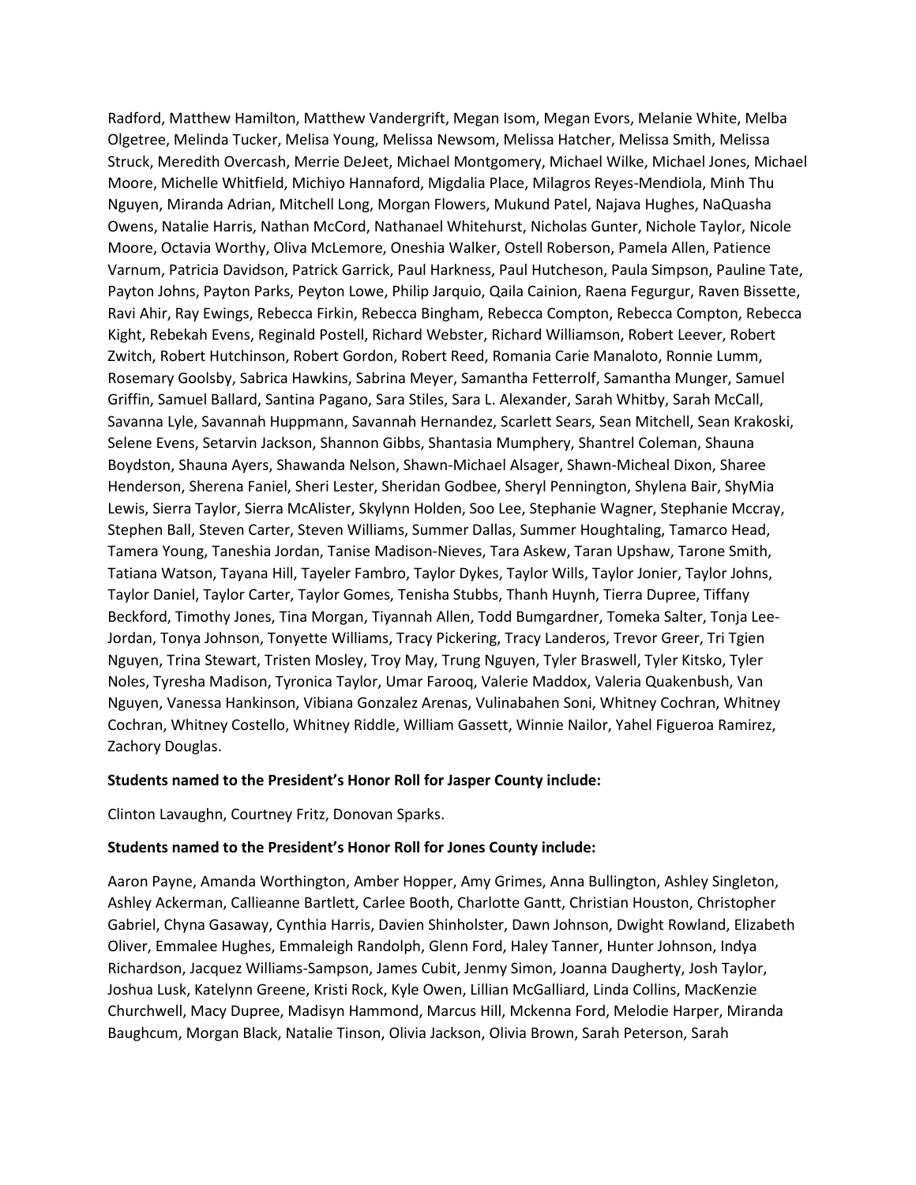Radford, Matthew Hamilton, Matthew Vandergrift, Megan Isom, Megan Evors, Melanie White, Melba Olgetree, Melinda Tucker, Melisa Young, Melissa Newsom, Melissa Hatcher, Melissa Smith, Melissa Struck, Meredith Overcash, Merrie DeJeet, Michael Montgomery, Michael Wilke, Michael Jones, Michael Moore, Michelle Whitfield, Michiyo Hannaford, Migdalia Place, Milagros Reyes-Mendiola, Minh Thu Nguyen, Miranda Adrian, Mitchell Long, Morgan Flowers, Mukund Patel, Najava Hughes, NaQuasha Owens, Natalie Harris, Nathan McCord, Nathanael Whitehurst, Nicholas Gunter, Nichole Taylor, Nicole Moore, Octavia Worthy, Oliva McLemore, Oneshia Walker, Ostell Roberson, Pamela Allen, Patience Varnum, Patricia Davidson, Patrick Garrick, Paul Harkness, Paul Hutcheson, Paula Simpson, Pauline Tate, Payton Johns, Payton Parks, Peyton Lowe, Philip Jarquio, Qaila Cainion, Raena Fegurgur, Raven Bissette, Ravi Ahir, Ray Ewings, Rebecca Firkin, Rebecca Bingham, Rebecca Compton, Rebecca Compton, Rebecca Kight, Rebekah Evens, Reginald Postell, Richard Webster, Richard Williamson, Robert Leever, Robert Zwitch, Robert Hutchinson, Robert Gordon, Robert Reed, Romania Carie Manaloto, Ronnie Lumm, Rosemary Goolsby, Sabrica Hawkins, Sabrina Meyer, Samantha Fetterrolf, Samantha Munger, Samuel Griffin, Samuel Ballard, Santina Pagano, Sara Stiles, Sara L. Alexander, Sarah Whitby, Sarah McCall, Savanna Lyle, Savannah Huppmann, Savannah Hernandez, Scarlett Sears, Sean Mitchell, Sean Krakoski, Selene Evens, Setarvin Jackson, Shannon Gibbs, Shantasia Mumphery, Shantrel Coleman, Shauna Boydston, Shauna Ayers, Shawanda Nelson, Shawn-Michael Alsager, Shawn-Micheal Dixon, Sharee Henderson, Sherena Faniel, Sheri Lester, Sheridan Godbee, Sheryl Pennington, Shylena Bair, ShyMia Lewis, Sierra Taylor, Sierra McAlister, Skylynn Holden, Soo Lee, Stephanie Wagner, Stephanie Mccray, Stephen Ball, Steven Carter, Steven Williams, Summer Dallas, Summer Houghtaling, Tamarco Head, Tamera Young, Taneshia Jordan, Tanise Madison-Nieves, Tara Askew, Taran Upshaw, Tarone Smith, Tatiana Watson, Tayana Hill, Tayeler Fambro, Taylor Dykes, Taylor Wills, Taylor Jonier, Taylor Johns, Taylor Daniel, Taylor Carter, Taylor Gomes, Tenisha Stubbs, Thanh Huynh, Tierra Dupree, Tiffany Beckford, Timothy Jones, Tina Morgan, Tiyannah Allen, Todd Bumgardner, Tomeka Salter, Tonja Lee-Jordan, Tonya Johnson, Tonyette Williams, Tracy Pickering, Tracy Landeros, Trevor Greer, Tri Tgien Nguyen, Trina Stewart, Tristen Mosley, Troy May, Trung Nguyen, Tyler Braswell, Tyler Kitsko, Tyler Noles, Tyresha Madison, Tyronica Taylor, Umar Farooq, Valerie Maddox, Valeria Quakenbush, Van Nguyen, Vanessa Hankinson, Vibiana Gonzalez Arenas, Vulinabahen Soni, Whitney Cochran, Whitney Cochran, Whitney Costello, Whitney Riddle, William Gassett, Winnie Nailor, Yahel Figueroa Ramirez, Zachory Douglas.

**Students named to the President's Honor Roll for Jasper County include:**

Clinton Lavaughn, Courtney Fritz, Donovan Sparks.

**Students named to the President's Honor Roll for Jones County include:**

Aaron Payne, Amanda Worthington, Amber Hopper, Amy Grimes, Anna Bullington, Ashley Singleton, Ashley Ackerman, Callieanne Bartlett, Carlee Booth, Charlotte Gantt, Christian Houston, Christopher Gabriel, Chyna Gasaway, Cynthia Harris, Davien Shinholster, Dawn Johnson, Dwight Rowland, Elizabeth Oliver, Emmalee Hughes, Emmaleigh Randolph, Glenn Ford, Haley Tanner, Hunter Johnson, Indya Richardson, Jacquez Williams-Sampson, James Cubit, Jenmy Simon, Joanna Daugherty, Josh Taylor, Joshua Lusk, Katelynn Greene, Kristi Rock, Kyle Owen, Lillian McGalliard, Linda Collins, MacKenzie Churchwell, Macy Dupree, Madisyn Hammond, Marcus Hill, Mckenna Ford, Melodie Harper, Miranda Baughcum, Morgan Black, Natalie Tinson, Olivia Jackson, Olivia Brown, Sarah Peterson, Sarah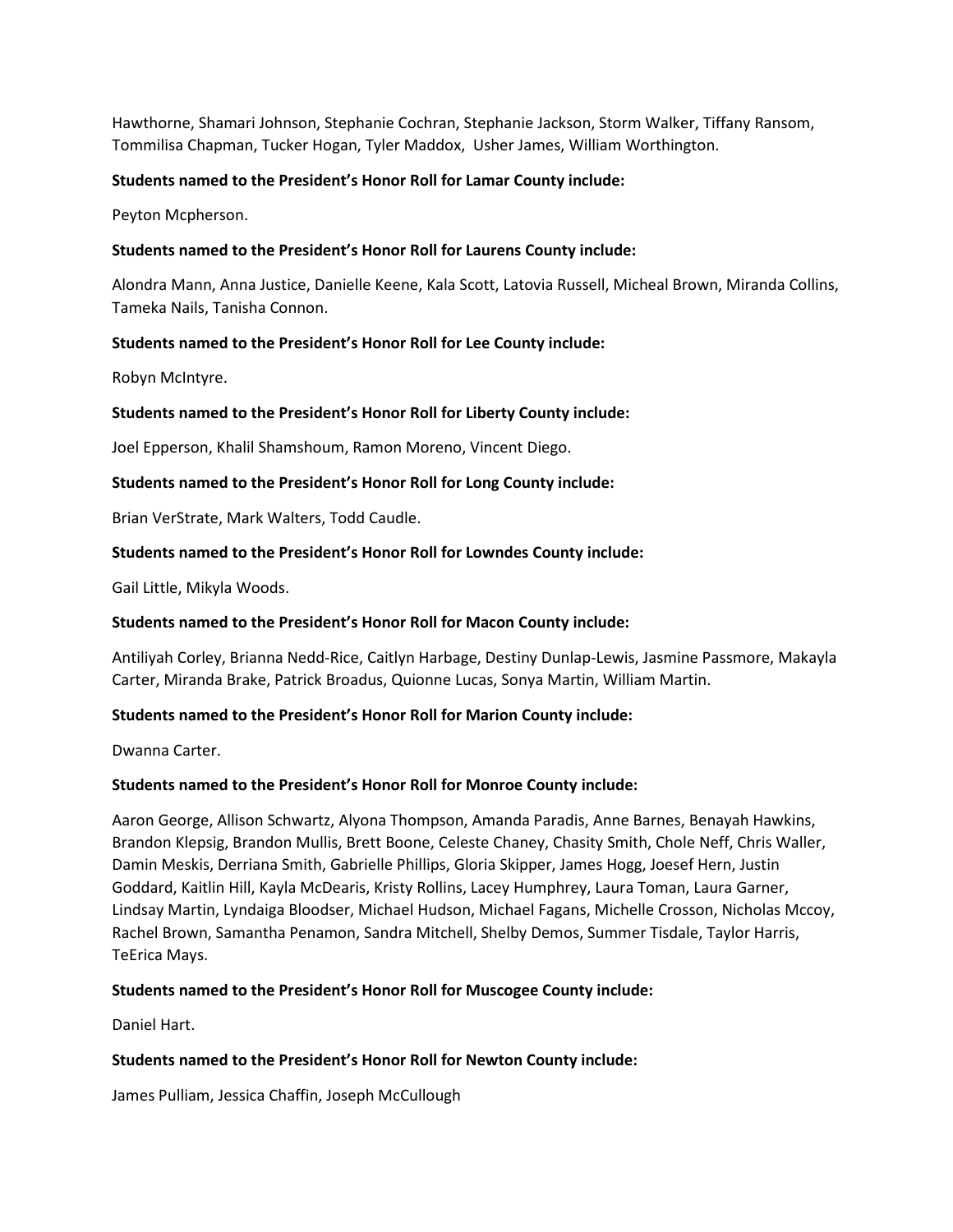Hawthorne, Shamari Johnson, Stephanie Cochran, Stephanie Jackson, Storm Walker, Tiffany Ransom, Tommilisa Chapman, Tucker Hogan, Tyler Maddox, Usher James, William Worthington.

**Students named to the President's Honor Roll for Lamar County include:**

Peyton Mcpherson.

**Students named to the President's Honor Roll for Laurens County include:**

Alondra Mann, Anna Justice, Danielle Keene, Kala Scott, Latovia Russell, Micheal Brown, Miranda Collins, Tameka Nails, Tanisha Connon.

**Students named to the President's Honor Roll for Lee County include:**

Robyn McIntyre.

**Students named to the President's Honor Roll for Liberty County include:**

Joel Epperson, Khalil Shamshoum, Ramon Moreno, Vincent Diego.

**Students named to the President's Honor Roll for Long County include:**

Brian VerStrate, Mark Walters, Todd Caudle.

**Students named to the President's Honor Roll for Lowndes County include:**

Gail Little, Mikyla Woods.

**Students named to the President's Honor Roll for Macon County include:**

Antiliyah Corley, Brianna Nedd-Rice, Caitlyn Harbage, Destiny Dunlap-Lewis, Jasmine Passmore, Makayla Carter, Miranda Brake, Patrick Broadus, Quionne Lucas, Sonya Martin, William Martin.

**Students named to the President's Honor Roll for Marion County include:**

Dwanna Carter.

**Students named to the President's Honor Roll for Monroe County include:**

Aaron George, Allison Schwartz, Alyona Thompson, Amanda Paradis, Anne Barnes, Benayah Hawkins, Brandon Klepsig, Brandon Mullis, Brett Boone, Celeste Chaney, Chasity Smith, Chole Neff, Chris Waller, Damin Meskis, Derriana Smith, Gabrielle Phillips, Gloria Skipper, James Hogg, Joesef Hern, Justin Goddard, Kaitlin Hill, Kayla McDearis, Kristy Rollins, Lacey Humphrey, Laura Toman, Laura Garner, Lindsay Martin, Lyndaiga Bloodser, Michael Hudson, Michael Fagans, Michelle Crosson, Nicholas Mccoy, Rachel Brown, Samantha Penamon, Sandra Mitchell, Shelby Demos, Summer Tisdale, Taylor Harris, TeErica Mays.

**Students named to the President's Honor Roll for Muscogee County include:**

Daniel Hart.

**Students named to the President's Honor Roll for Newton County include:**

James Pulliam, Jessica Chaffin, Joseph McCullough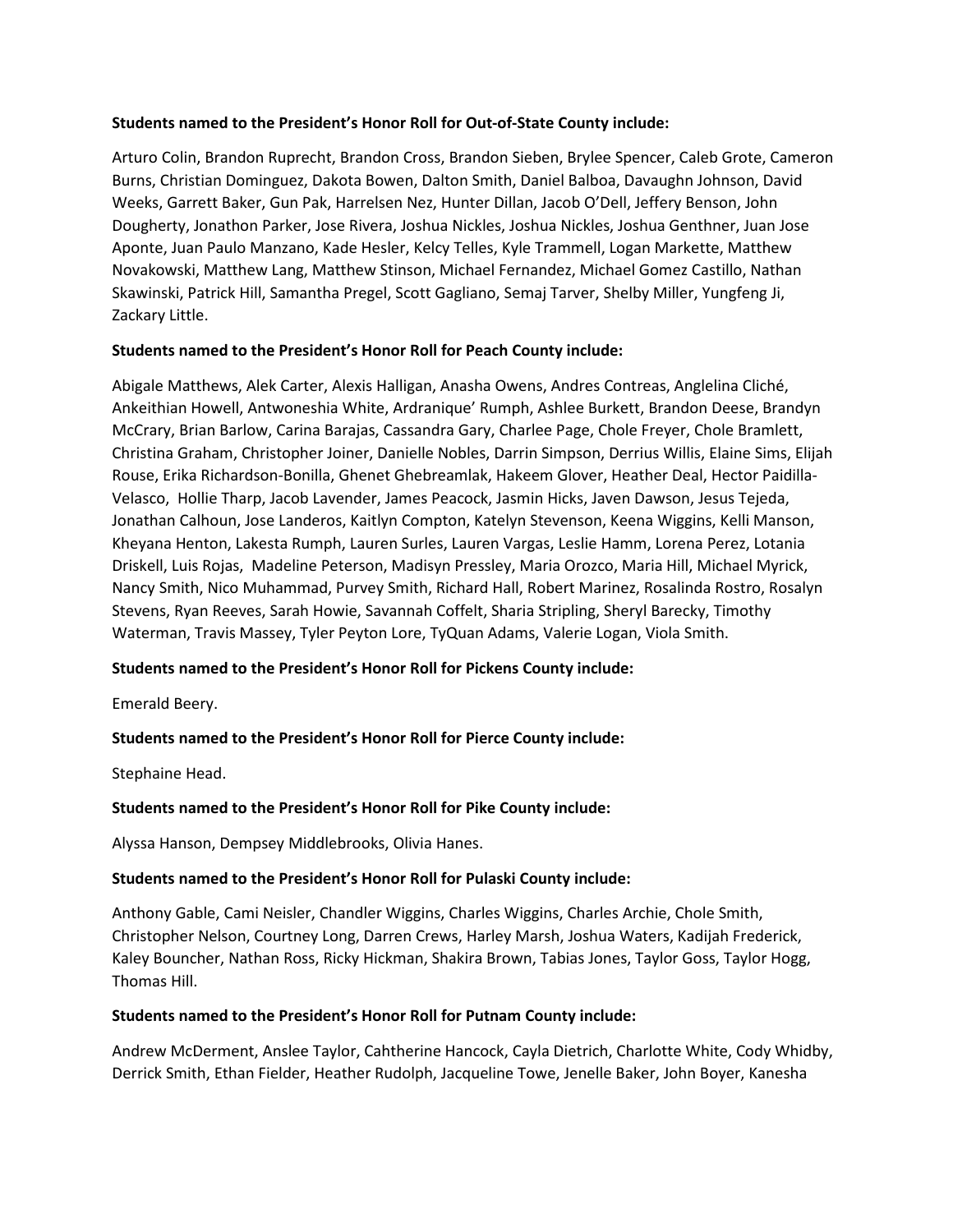**Students named to the President's Honor Roll for Out-of-State County include:**

Arturo Colin, Brandon Ruprecht, Brandon Cross, Brandon Sieben, Brylee Spencer, Caleb Grote, Cameron Burns, Christian Dominguez, Dakota Bowen, Dalton Smith, Daniel Balboa, Davaughn Johnson, David Weeks, Garrett Baker, Gun Pak, Harrelsen Nez, Hunter Dillan, Jacob O'Dell, Jeffery Benson, John Dougherty, Jonathon Parker, Jose Rivera, Joshua Nickles, Joshua Nickles, Joshua Genthner, Juan Jose Aponte, Juan Paulo Manzano, Kade Hesler, Kelcy Telles, Kyle Trammell, Logan Markette, Matthew Novakowski, Matthew Lang, Matthew Stinson, Michael Fernandez, Michael Gomez Castillo, Nathan Skawinski, Patrick Hill, Samantha Pregel, Scott Gagliano, Semaj Tarver, Shelby Miller, Yungfeng Ji, Zackary Little.

**Students named to the President's Honor Roll for Peach County include:**

Abigale Matthews, Alek Carter, Alexis Halligan, Anasha Owens, Andres Contreas, Anglelina Cliché, Ankeithian Howell, Antwoneshia White, Ardranique' Rumph, Ashlee Burkett, Brandon Deese, Brandyn McCrary, Brian Barlow, Carina Barajas, Cassandra Gary, Charlee Page, Chole Freyer, Chole Bramlett, Christina Graham, Christopher Joiner, Danielle Nobles, Darrin Simpson, Derrius Willis, Elaine Sims, Elijah Rouse, Erika Richardson-Bonilla, Ghenet Ghebreamlak, Hakeem Glover, Heather Deal, Hector Paidilla-Velasco, Hollie Tharp, Jacob Lavender, James Peacock, Jasmin Hicks, Javen Dawson, Jesus Tejeda, Jonathan Calhoun, Jose Landeros, Kaitlyn Compton, Katelyn Stevenson, Keena Wiggins, Kelli Manson, Kheyana Henton, Lakesta Rumph, Lauren Surles, Lauren Vargas, Leslie Hamm, Lorena Perez, Lotania Driskell, Luis Rojas, Madeline Peterson, Madisyn Pressley, Maria Orozco, Maria Hill, Michael Myrick, Nancy Smith, Nico Muhammad, Purvey Smith, Richard Hall, Robert Marinez, Rosalinda Rostro, Rosalyn Stevens, Ryan Reeves, Sarah Howie, Savannah Coffelt, Sharia Stripling, Sheryl Barecky, Timothy Waterman, Travis Massey, Tyler Peyton Lore, TyQuan Adams, Valerie Logan, Viola Smith.

**Students named to the President's Honor Roll for Pickens County include:**

Emerald Beery.

**Students named to the President's Honor Roll for Pierce County include:**

Stephaine Head.

**Students named to the President's Honor Roll for Pike County include:**

Alyssa Hanson, Dempsey Middlebrooks, Olivia Hanes.

**Students named to the President's Honor Roll for Pulaski County include:**

Anthony Gable, Cami Neisler, Chandler Wiggins, Charles Wiggins, Charles Archie, Chole Smith, Christopher Nelson, Courtney Long, Darren Crews, Harley Marsh, Joshua Waters, Kadijah Frederick, Kaley Bouncher, Nathan Ross, Ricky Hickman, Shakira Brown, Tabias Jones, Taylor Goss, Taylor Hogg, Thomas Hill.

**Students named to the President's Honor Roll for Putnam County include:**

Andrew McDerment, Anslee Taylor, Cahtherine Hancock, Cayla Dietrich, Charlotte White, Cody Whidby, Derrick Smith, Ethan Fielder, Heather Rudolph, Jacqueline Towe, Jenelle Baker, John Boyer, Kanesha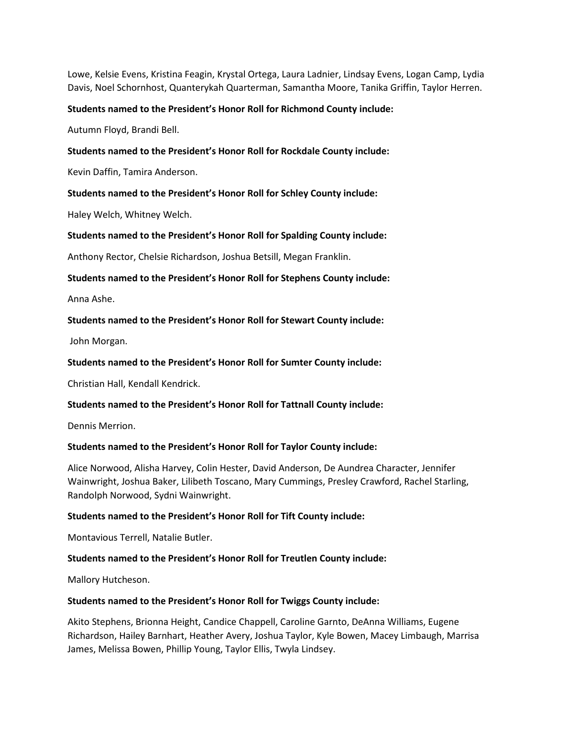Lowe, Kelsie Evens, Kristina Feagin, Krystal Ortega, Laura Ladnier, Lindsay Evens, Logan Camp, Lydia Davis, Noel Schornhost, Quanterykah Quarterman, Samantha Moore, Tanika Griffin, Taylor Herren.

**Students named to the President's Honor Roll for Richmond County include:**

Autumn Floyd, Brandi Bell.

**Students named to the President's Honor Roll for Rockdale County include:**

Kevin Daffin, Tamira Anderson.

**Students named to the President's Honor Roll for Schley County include:**

Haley Welch, Whitney Welch.

**Students named to the President's Honor Roll for Spalding County include:**

Anthony Rector, Chelsie Richardson, Joshua Betsill, Megan Franklin.

**Students named to the President's Honor Roll for Stephens County include:**

Anna Ashe.

**Students named to the President's Honor Roll for Stewart County include:**

John Morgan.

**Students named to the President's Honor Roll for Sumter County include:**

Christian Hall, Kendall Kendrick.

**Students named to the President's Honor Roll for Tattnall County include:**

Dennis Merrion.

**Students named to the President's Honor Roll for Taylor County include:**

Alice Norwood, Alisha Harvey, Colin Hester, David Anderson, De Aundrea Character, Jennifer Wainwright, Joshua Baker, Lilibeth Toscano, Mary Cummings, Presley Crawford, Rachel Starling, Randolph Norwood, Sydni Wainwright.

**Students named to the President's Honor Roll for Tift County include:**

Montavious Terrell, Natalie Butler.

**Students named to the President's Honor Roll for Treutlen County include:**

Mallory Hutcheson.

**Students named to the President's Honor Roll for Twiggs County include:**

Akito Stephens, Brionna Height, Candice Chappell, Caroline Garnto, DeAnna Williams, Eugene Richardson, Hailey Barnhart, Heather Avery, Joshua Taylor, Kyle Bowen, Macey Limbaugh, Marrisa James, Melissa Bowen, Phillip Young, Taylor Ellis, Twyla Lindsey.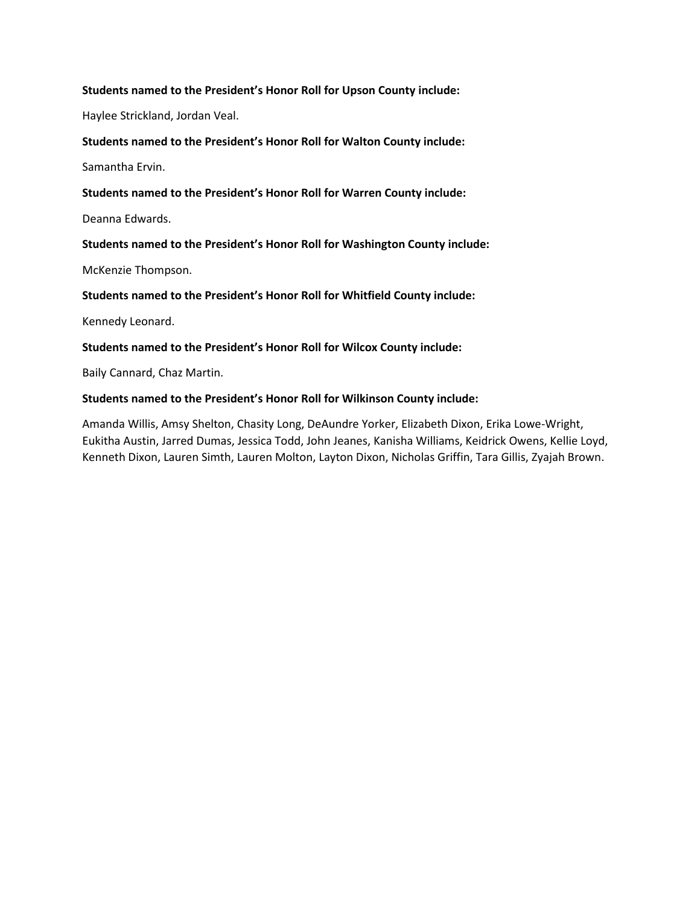**Students named to the President's Honor Roll for Upson County include:**

Haylee Strickland, Jordan Veal.

**Students named to the President's Honor Roll for Walton County include:**

Samantha Ervin.

**Students named to the President's Honor Roll for Warren County include:**

Deanna Edwards.

**Students named to the President's Honor Roll for Washington County include:**

McKenzie Thompson.

**Students named to the President's Honor Roll for Whitfield County include:**

Kennedy Leonard.

**Students named to the President's Honor Roll for Wilcox County include:**

Baily Cannard, Chaz Martin.

**Students named to the President's Honor Roll for Wilkinson County include:**

Amanda Willis, Amsy Shelton, Chasity Long, DeAundre Yorker, Elizabeth Dixon, Erika Lowe-Wright, Eukitha Austin, Jarred Dumas, Jessica Todd, John Jeanes, Kanisha Williams, Keidrick Owens, Kellie Loyd, Kenneth Dixon, Lauren Simth, Lauren Molton, Layton Dixon, Nicholas Griffin, Tara Gillis, Zyajah Brown.